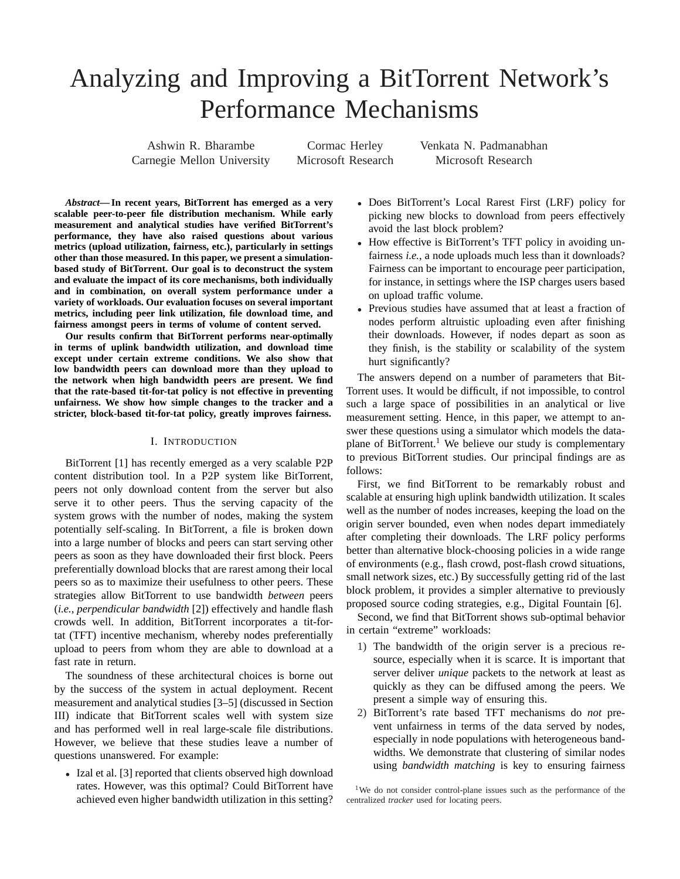# Analyzing and Improving a BitTorrent Network's Performance Mechanisms

Ashwin R. Bharambe
Carnegie Mellon University

Cormac Herley
Microsoft Research

Venkata N. Padmanabhan
Microsoft Research

***Abstract*— In recent years, BitTorrent has emerged as a very scalable peer-to-peer file distribution mechanism. While early measurement and analytical studies have verified BitTorrent's performance, they have also raised questions about various metrics (upload utilization, fairness, etc.), particularly in settings other than those measured. In this paper, we present a simulation-based study of BitTorrent. Our goal is to deconstruct the system and evaluate the impact of its core mechanisms, both individually and in combination, on overall system performance under a variety of workloads. Our evaluation focuses on several important metrics, including peer link utilization, file download time, and fairness amongst peers in terms of volume of content served.**

**Our results confirm that BitTorrent performs near-optimally in terms of uplink bandwidth utilization, and download time except under certain extreme conditions. We also show that low bandwidth peers can download more than they upload to the network when high bandwidth peers are present. We find that the rate-based tit-for-tat policy is not effective in preventing unfairness. We show how simple changes to the tracker and a stricter, block-based tit-for-tat policy, greatly improves fairness.**

## I. Introduction

BitTorrent [1] has recently emerged as a very scalable P2P content distribution tool. In a P2P system like BitTorrent, peers not only download content from the server but also serve it to other peers. Thus the serving capacity of the system grows with the number of nodes, making the system potentially self-scaling. In BitTorrent, a file is broken down into a large number of blocks and peers can start serving other peers as soon as they have downloaded their first block. Peers preferentially download blocks that are rarest among their local peers so as to maximize their usefulness to other peers. These strategies allow BitTorrent to use bandwidth *between* peers (*i.e., perpendicular bandwidth* [2]) effectively and handle flash crowds well. In addition, BitTorrent incorporates a tit-for-tat (TFT) incentive mechanism, whereby nodes preferentially upload to peers from whom they are able to download at a fast rate in return.

The soundness of these architectural choices is borne out by the success of the system in actual deployment. Recent measurement and analytical studies [3–5] (discussed in Section III) indicate that BitTorrent scales well with system size and has performed well in real large-scale file distributions. However, we believe that these studies leave a number of questions unanswered. For example:

- Izal et al. [3] reported that clients observed high download rates. However, was this optimal? Could BitTorrent have achieved even higher bandwidth utilization in this setting?
- Does BitTorrent's Local Rarest First (LRF) policy for picking new blocks to download from peers effectively avoid the last block problem?
- How effective is BitTorrent's TFT policy in avoiding unfairness *i.e.*, a node uploads much less than it downloads? Fairness can be important to encourage peer participation, for instance, in settings where the ISP charges users based on upload traffic volume.
- Previous studies have assumed that at least a fraction of nodes perform altruistic uploading even after finishing their downloads. However, if nodes depart as soon as they finish, is the stability or scalability of the system hurt significantly?

The answers depend on a number of parameters that BitTorrent uses. It would be difficult, if not impossible, to control such a large space of possibilities in an analytical or live measurement setting. Hence, in this paper, we attempt to answer these questions using a simulator which models the data-plane of BitTorrent.[1] We believe our study is complementary to previous BitTorrent studies. Our principal findings are as follows:

First, we find BitTorrent to be remarkably robust and scalable at ensuring high uplink bandwidth utilization. It scales well as the number of nodes increases, keeping the load on the origin server bounded, even when nodes depart immediately after completing their downloads. The LRF policy performs better than alternative block-choosing policies in a wide range of environments (e.g., flash crowd, post-flash crowd situations, small network sizes, etc.) By successfully getting rid of the last block problem, it provides a simpler alternative to previously proposed source coding strategies, e.g., Digital Fountain [6].

Second, we find that BitTorrent shows sub-optimal behavior in certain "extreme" workloads:

1) The bandwidth of the origin server is a precious resource, especially when it is scarce. It is important that server deliver *unique* packets to the network at least as quickly as they can be diffused among the peers. We present a simple way of ensuring this.
2) BitTorrent's rate based TFT mechanisms do *not* prevent unfairness in terms of the data served by nodes, especially in node populations with heterogeneous bandwidths. We demonstrate that clustering of similar nodes using *bandwidth matching* is key to ensuring fairness

[1] We do not consider control-plane issues such as the performance of the centralized *tracker* used for locating peers.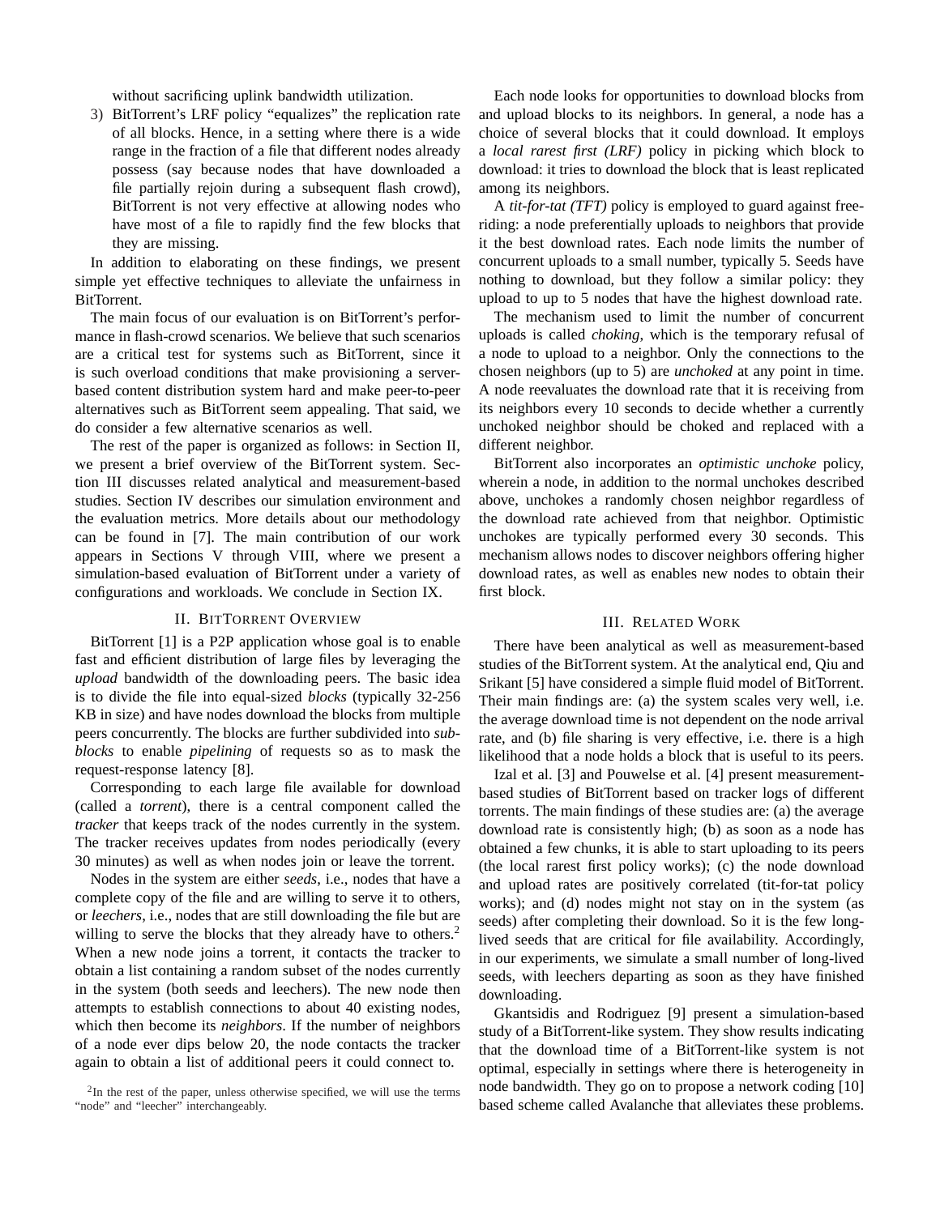without sacrificing uplink bandwidth utilization.

3) BitTorrent's LRF policy "equalizes" the replication rate of all blocks. Hence, in a setting where there is a wide range in the fraction of a file that different nodes already possess (say because nodes that have downloaded a file partially rejoin during a subsequent flash crowd), BitTorrent is not very effective at allowing nodes who have most of a file to rapidly find the few blocks that they are missing.

In addition to elaborating on these findings, we present simple yet effective techniques to alleviate the unfairness in BitTorrent.

The main focus of our evaluation is on BitTorrent's performance in flash-crowd scenarios. We believe that such scenarios are a critical test for systems such as BitTorrent, since it is such overload conditions that make provisioning a server-based content distribution system hard and make peer-to-peer alternatives such as BitTorrent seem appealing. That said, we do consider a few alternative scenarios as well.

The rest of the paper is organized as follows: in Section II, we present a brief overview of the BitTorrent system. Section III discusses related analytical and measurement-based studies. Section IV describes our simulation environment and the evaluation metrics. More details about our methodology can be found in [7]. The main contribution of our work appears in Sections V through VIII, where we present a simulation-based evaluation of BitTorrent under a variety of configurations and workloads. We conclude in Section IX.

## II. BitTorrent Overview

BitTorrent [1] is a P2P application whose goal is to enable fast and efficient distribution of large files by leveraging the *upload* bandwidth of the downloading peers. The basic idea is to divide the file into equal-sized *blocks* (typically 32-256 KB in size) and have nodes download the blocks from multiple peers concurrently. The blocks are further subdivided into *sub-blocks* to enable *pipelining* of requests so as to mask the request-response latency [8].

Corresponding to each large file available for download (called a *torrent*), there is a central component called the *tracker* that keeps track of the nodes currently in the system. The tracker receives updates from nodes periodically (every 30 minutes) as well as when nodes join or leave the torrent.

Nodes in the system are either *seeds*, i.e., nodes that have a complete copy of the file and are willing to serve it to others, or *leechers*, i.e., nodes that are still downloading the file but are willing to serve the blocks that they already have to others.[2] When a new node joins a torrent, it contacts the tracker to obtain a list containing a random subset of the nodes currently in the system (both seeds and leechers). The new node then attempts to establish connections to about 40 existing nodes, which then become its *neighbors*. If the number of neighbors of a node ever dips below 20, the node contacts the tracker again to obtain a list of additional peers it could connect to.

[2] In the rest of the paper, unless otherwise specified, we will use the terms "node" and "leecher" interchangeably.

Each node looks for opportunities to download blocks from and upload blocks to its neighbors. In general, a node has a choice of several blocks that it could download. It employs a *local rarest first (LRF)* policy in picking which block to download: it tries to download the block that is least replicated among its neighbors.

A *tit-for-tat (TFT)* policy is employed to guard against free-riding: a node preferentially uploads to neighbors that provide it the best download rates. Each node limits the number of concurrent uploads to a small number, typically 5. Seeds have nothing to download, but they follow a similar policy: they upload to up to 5 nodes that have the highest download rate.

The mechanism used to limit the number of concurrent uploads is called *choking*, which is the temporary refusal of a node to upload to a neighbor. Only the connections to the chosen neighbors (up to 5) are *unchoked* at any point in time. A node reevaluates the download rate that it is receiving from its neighbors every 10 seconds to decide whether a currently unchoked neighbor should be choked and replaced with a different neighbor.

BitTorrent also incorporates an *optimistic unchoke* policy, wherein a node, in addition to the normal unchokes described above, unchokes a randomly chosen neighbor regardless of the download rate achieved from that neighbor. Optimistic unchokes are typically performed every 30 seconds. This mechanism allows nodes to discover neighbors offering higher download rates, as well as enables new nodes to obtain their first block.

## III. Related Work

There have been analytical as well as measurement-based studies of the BitTorrent system. At the analytical end, Qiu and Srikant [5] have considered a simple fluid model of BitTorrent. Their main findings are: (a) the system scales very well, i.e. the average download time is not dependent on the node arrival rate, and (b) file sharing is very effective, i.e. there is a high likelihood that a node holds a block that is useful to its peers.

Izal et al. [3] and Pouwelse et al. [4] present measurement-based studies of BitTorrent based on tracker logs of different torrents. The main findings of these studies are: (a) the average download rate is consistently high; (b) as soon as a node has obtained a few chunks, it is able to start uploading to its peers (the local rarest first policy works); (c) the node download and upload rates are positively correlated (tit-for-tat policy works); and (d) nodes might not stay on in the system (as seeds) after completing their download. So it is the few long-lived seeds that are critical for file availability. Accordingly, in our experiments, we simulate a small number of long-lived seeds, with leechers departing as soon as they have finished downloading.

Gkantsidis and Rodriguez [9] present a simulation-based study of a BitTorrent-like system. They show results indicating that the download time of a BitTorrent-like system is not optimal, especially in settings where there is heterogeneity in node bandwidth. They go on to propose a network coding [10] based scheme called Avalanche that alleviates these problems.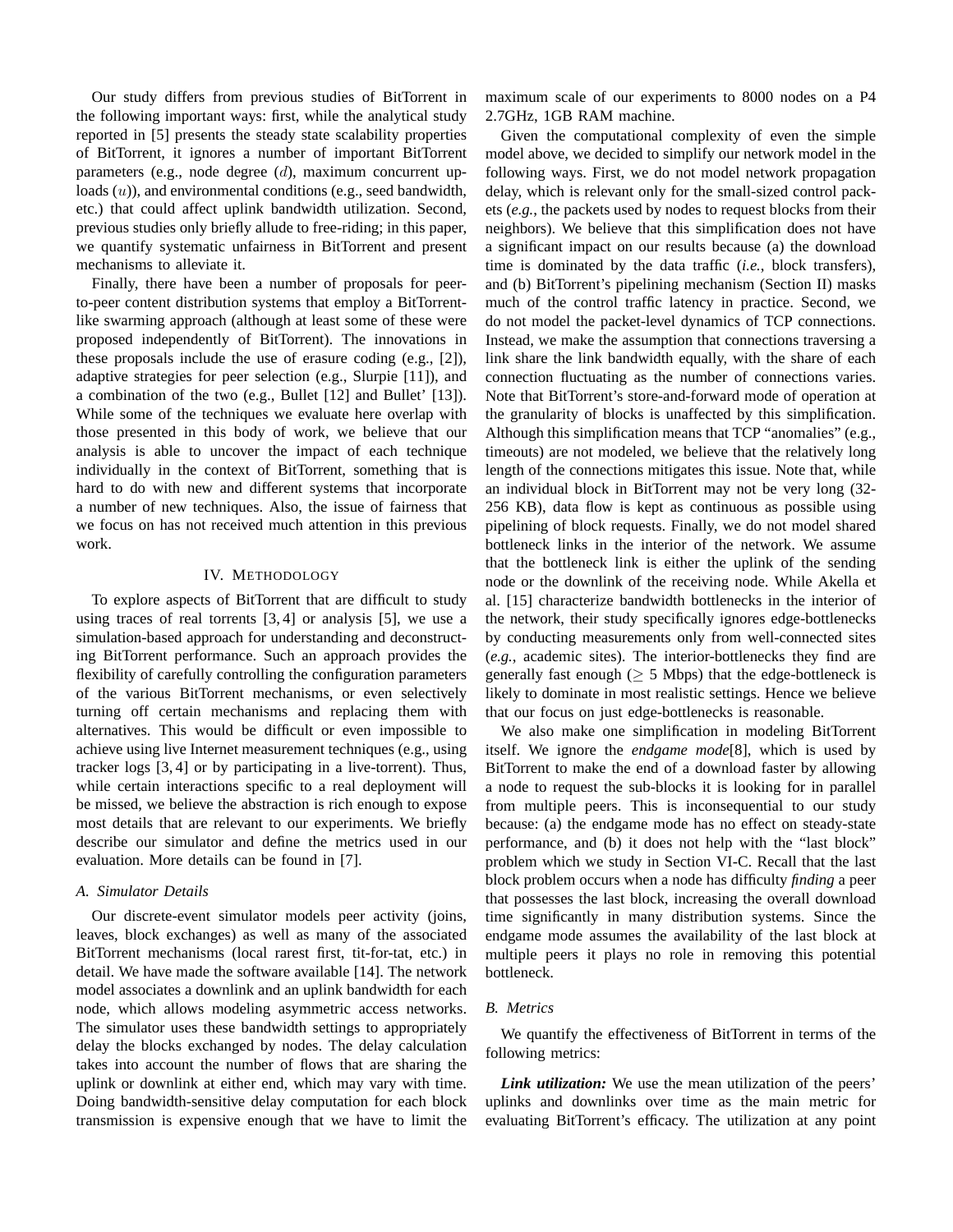Our study differs from previous studies of BitTorrent in the following important ways: first, while the analytical study reported in [5] presents the steady state scalability properties of BitTorrent, it ignores a number of important BitTorrent parameters (e.g., node degree ($d$), maximum concurrent uploads ($u$)), and environmental conditions (e.g., seed bandwidth, etc.) that could affect uplink bandwidth utilization. Second, previous studies only briefly allude to free-riding; in this paper, we quantify systematic unfairness in BitTorrent and present mechanisms to alleviate it.

Finally, there have been a number of proposals for peer-to-peer content distribution systems that employ a BitTorrent-like swarming approach (although at least some of these were proposed independently of BitTorrent). The innovations in these proposals include the use of erasure coding (e.g., [2]), adaptive strategies for peer selection (e.g., Slurpie [11]), and a combination of the two (e.g., Bullet [12] and Bullet' [13]). While some of the techniques we evaluate here overlap with those presented in this body of work, we believe that our analysis is able to uncover the impact of each technique individually in the context of BitTorrent, something that is hard to do with new and different systems that incorporate a number of new techniques. Also, the issue of fairness that we focus on has not received much attention in this previous work.

## IV. Methodology

To explore aspects of BitTorrent that are difficult to study using traces of real torrents [3, 4] or analysis [5], we use a simulation-based approach for understanding and deconstructing BitTorrent performance. Such an approach provides the flexibility of carefully controlling the configuration parameters of the various BitTorrent mechanisms, or even selectively turning off certain mechanisms and replacing them with alternatives. This would be difficult or even impossible to achieve using live Internet measurement techniques (e.g., using tracker logs [3, 4] or by participating in a live-torrent). Thus, while certain interactions specific to a real deployment will be missed, we believe the abstraction is rich enough to expose most details that are relevant to our experiments. We briefly describe our simulator and define the metrics used in our evaluation. More details can be found in [7].

### A. Simulator Details

Our discrete-event simulator models peer activity (joins, leaves, block exchanges) as well as many of the associated BitTorrent mechanisms (local rarest first, tit-for-tat, etc.) in detail. We have made the software available [14]. The network model associates a downlink and an uplink bandwidth for each node, which allows modeling asymmetric access networks. The simulator uses these bandwidth settings to appropriately delay the blocks exchanged by nodes. The delay calculation takes into account the number of flows that are sharing the uplink or downlink at either end, which may vary with time. Doing bandwidth-sensitive delay computation for each block transmission is expensive enough that we have to limit the maximum scale of our experiments to 8000 nodes on a P4 2.7GHz, 1GB RAM machine.

Given the computational complexity of even the simple model above, we decided to simplify our network model in the following ways. First, we do not model network propagation delay, which is relevant only for the small-sized control packets (*e.g.*, the packets used by nodes to request blocks from their neighbors). We believe that this simplification does not have a significant impact on our results because (a) the download time is dominated by the data traffic (*i.e.*, block transfers), and (b) BitTorrent's pipelining mechanism (Section II) masks much of the control traffic latency in practice. Second, we do not model the packet-level dynamics of TCP connections. Instead, we make the assumption that connections traversing a link share the link bandwidth equally, with the share of each connection fluctuating as the number of connections varies. Note that BitTorrent's store-and-forward mode of operation at the granularity of blocks is unaffected by this simplification. Although this simplification means that TCP "anomalies" (e.g., timeouts) are not modeled, we believe that the relatively long length of the connections mitigates this issue. Note that, while an individual block in BitTorrent may not be very long (32-256 KB), data flow is kept as continuous as possible using pipelining of block requests. Finally, we do not model shared bottleneck links in the interior of the network. We assume that the bottleneck link is either the uplink of the sending node or the downlink of the receiving node. While Akella et al. [15] characterize bandwidth bottlenecks in the interior of the network, their study specifically ignores edge-bottlenecks by conducting measurements only from well-connected sites (*e.g.*, academic sites). The interior-bottlenecks they find are generally fast enough ($\geq$ 5 Mbps) that the edge-bottleneck is likely to dominate in most realistic settings. Hence we believe that our focus on just edge-bottlenecks is reasonable.

We also make one simplification in modeling BitTorrent itself. We ignore the *endgame mode*[8], which is used by BitTorrent to make the end of a download faster by allowing a node to request the sub-blocks it is looking for in parallel from multiple peers. This is inconsequential to our study because: (a) the endgame mode has no effect on steady-state performance, and (b) it does not help with the "last block" problem which we study in Section VI-C. Recall that the last block problem occurs when a node has difficulty *finding* a peer that possesses the last block, increasing the overall download time significantly in many distribution systems. Since the endgame mode assumes the availability of the last block at multiple peers it plays no role in removing this potential bottleneck.

### B. Metrics

We quantify the effectiveness of BitTorrent in terms of the following metrics:

***Link utilization:*** We use the mean utilization of the peers' uplinks and downlinks over time as the main metric for evaluating BitTorrent's efficacy. The utilization at any point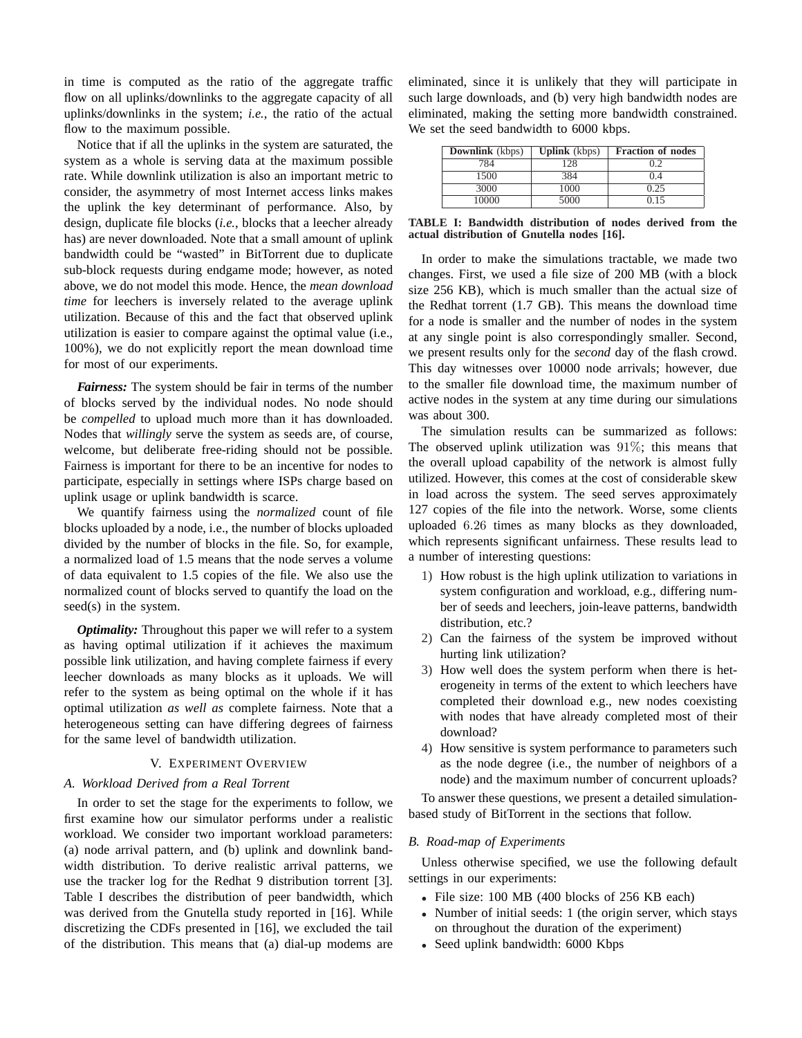in time is computed as the ratio of the aggregate traffic flow on all uplinks/downlinks to the aggregate capacity of all uplinks/downlinks in the system; *i.e.*, the ratio of the actual flow to the maximum possible.

Notice that if all the uplinks in the system are saturated, the system as a whole is serving data at the maximum possible rate. While downlink utilization is also an important metric to consider, the asymmetry of most Internet access links makes the uplink the key determinant of performance. Also, by design, duplicate file blocks (*i.e.*, blocks that a leecher already has) are never downloaded. Note that a small amount of uplink bandwidth could be "wasted" in BitTorrent due to duplicate sub-block requests during endgame mode; however, as noted above, we do not model this mode. Hence, the *mean download time* for leechers is inversely related to the average uplink utilization. Because of this and the fact that observed uplink utilization is easier to compare against the optimal value (i.e., 100%), we do not explicitly report the mean download time for most of our experiments.

***Fairness:*** The system should be fair in terms of the number of blocks served by the individual nodes. No node should be *compelled* to upload much more than it has downloaded. Nodes that *willingly* serve the system as seeds are, of course, welcome, but deliberate free-riding should not be possible. Fairness is important for there to be an incentive for nodes to participate, especially in settings where ISPs charge based on uplink usage or uplink bandwidth is scarce.

We quantify fairness using the *normalized* count of file blocks uploaded by a node, i.e., the number of blocks uploaded divided by the number of blocks in the file. So, for example, a normalized load of 1.5 means that the node serves a volume of data equivalent to 1.5 copies of the file. We also use the normalized count of blocks served to quantify the load on the seed(s) in the system.

***Optimality:*** Throughout this paper we will refer to a system as having optimal utilization if it achieves the maximum possible link utilization, and having complete fairness if every leecher downloads as many blocks as it uploads. We will refer to the system as being optimal on the whole if it has optimal utilization *as well as* complete fairness. Note that a heterogeneous setting can have differing degrees of fairness for the same level of bandwidth utilization.

## V. Experiment Overview

### A. Workload Derived from a Real Torrent

In order to set the stage for the experiments to follow, we first examine how our simulator performs under a realistic workload. We consider two important workload parameters: (a) node arrival pattern, and (b) uplink and downlink bandwidth distribution. To derive realistic arrival patterns, we use the tracker log for the Redhat 9 distribution torrent [3]. Table I describes the distribution of peer bandwidth, which was derived from the Gnutella study reported in [16]. While discretizing the CDFs presented in [16], we excluded the tail of the distribution. This means that (a) dial-up modems are eliminated, since it is unlikely that they will participate in such large downloads, and (b) very high bandwidth nodes are eliminated, making the setting more bandwidth constrained. We set the seed bandwidth to 6000 kbps.

| **Downlink** (kbps) | **Uplink** (kbps) | **Fraction of nodes** |
|---|---|---|
| 784 | 128 | 0.2 |
| 1500 | 384 | 0.4 |
| 3000 | 1000 | 0.25 |
| 10000 | 5000 | 0.15 |

**TABLE I: Bandwidth distribution of nodes derived from the actual distribution of Gnutella nodes [16].**

In order to make the simulations tractable, we made two changes. First, we used a file size of 200 MB (with a block size 256 KB), which is much smaller than the actual size of the Redhat torrent (1.7 GB). This means the download time for a node is smaller and the number of nodes in the system at any single point is also correspondingly smaller. Second, we present results only for the *second* day of the flash crowd. This day witnesses over 10000 node arrivals; however, due to the smaller file download time, the maximum number of active nodes in the system at any time during our simulations was about 300.

The simulation results can be summarized as follows: The observed uplink utilization was $91\%$; this means that the overall upload capability of the network is almost fully utilized. However, this comes at the cost of considerable skew in load across the system. The seed serves approximately 127 copies of the file into the network. Worse, some clients uploaded $6.26$ times as many blocks as they downloaded, which represents significant unfairness. These results lead to a number of interesting questions:

1) How robust is the high uplink utilization to variations in system configuration and workload, e.g., differing number of seeds and leechers, join-leave patterns, bandwidth distribution, etc.?
2) Can the fairness of the system be improved without hurting link utilization?
3) How well does the system perform when there is heterogeneity in terms of the extent to which leechers have completed their download e.g., new nodes coexisting with nodes that have already completed most of their download?
4) How sensitive is system performance to parameters such as the node degree (i.e., the number of neighbors of a node) and the maximum number of concurrent uploads?

To answer these questions, we present a detailed simulation-based study of BitTorrent in the sections that follow.

### B. Road-map of Experiments

Unless otherwise specified, we use the following default settings in our experiments:

- File size: 100 MB (400 blocks of 256 KB each)
- Number of initial seeds: 1 (the origin server, which stays on throughout the duration of the experiment)
- Seed uplink bandwidth: 6000 Kbps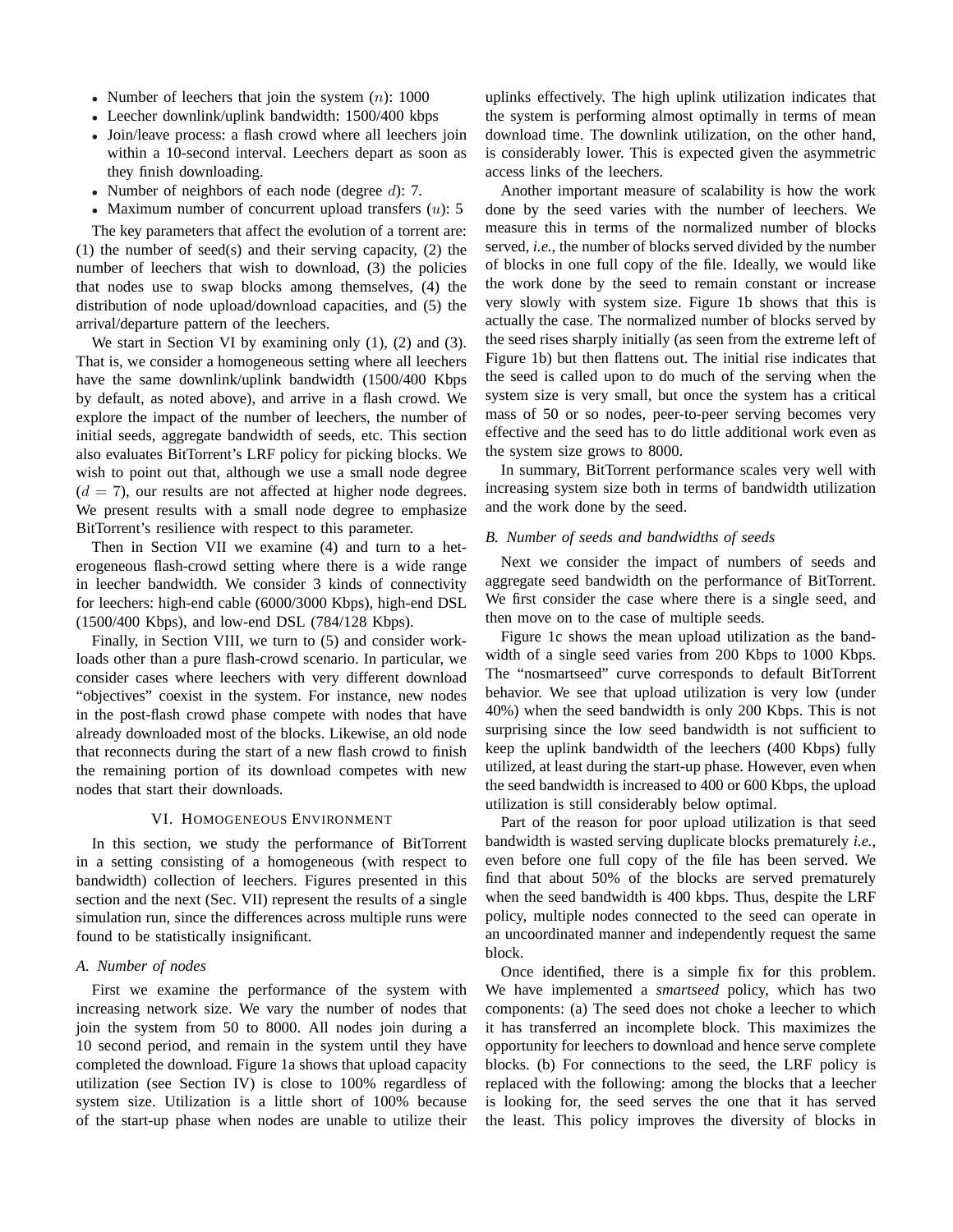- Number of leechers that join the system ($n$): 1000
- Leecher downlink/uplink bandwidth: 1500/400 kbps
- Join/leave process: a flash crowd where all leechers join within a 10-second interval. Leechers depart as soon as they finish downloading.
- Number of neighbors of each node (degree $d$): 7.
- Maximum number of concurrent upload transfers ($u$): 5

The key parameters that affect the evolution of a torrent are: (1) the number of seed(s) and their serving capacity, (2) the number of leechers that wish to download, (3) the policies that nodes use to swap blocks among themselves, (4) the distribution of node upload/download capacities, and (5) the arrival/departure pattern of the leechers.

We start in Section VI by examining only (1), (2) and (3). That is, we consider a homogeneous setting where all leechers have the same downlink/uplink bandwidth (1500/400 Kbps by default, as noted above), and arrive in a flash crowd. We explore the impact of the number of leechers, the number of initial seeds, aggregate bandwidth of seeds, etc. This section also evaluates BitTorrent's LRF policy for picking blocks. We wish to point out that, although we use a small node degree ($d = 7$), our results are not affected at higher node degrees. We present results with a small node degree to emphasize BitTorrent's resilience with respect to this parameter.

Then in Section VII we examine (4) and turn to a heterogeneous flash-crowd setting where there is a wide range in leecher bandwidth. We consider 3 kinds of connectivity for leechers: high-end cable (6000/3000 Kbps), high-end DSL (1500/400 Kbps), and low-end DSL (784/128 Kbps).

Finally, in Section VIII, we turn to (5) and consider workloads other than a pure flash-crowd scenario. In particular, we consider cases where leechers with very different download "objectives" coexist in the system. For instance, new nodes in the post-flash crowd phase compete with nodes that have already downloaded most of the blocks. Likewise, an old node that reconnects during the start of a new flash crowd to finish the remaining portion of its download competes with new nodes that start their downloads.

## VI. Homogeneous Environment

In this section, we study the performance of BitTorrent in a setting consisting of a homogeneous (with respect to bandwidth) collection of leechers. Figures presented in this section and the next (Sec. VII) represent the results of a single simulation run, since the differences across multiple runs were found to be statistically insignificant.

### A. Number of nodes

First we examine the performance of the system with increasing network size. We vary the number of nodes that join the system from 50 to 8000. All nodes join during a 10 second period, and remain in the system until they have completed the download. Figure 1a shows that upload capacity utilization (see Section IV) is close to 100% regardless of system size. Utilization is a little short of 100% because of the start-up phase when nodes are unable to utilize their uplinks effectively. The high uplink utilization indicates that the system is performing almost optimally in terms of mean download time. The downlink utilization, on the other hand, is considerably lower. This is expected given the asymmetric access links of the leechers.

Another important measure of scalability is how the work done by the seed varies with the number of leechers. We measure this in terms of the normalized number of blocks served, *i.e.*, the number of blocks served divided by the number of blocks in one full copy of the file. Ideally, we would like the work done by the seed to remain constant or increase very slowly with system size. Figure 1b shows that this is actually the case. The normalized number of blocks served by the seed rises sharply initially (as seen from the extreme left of Figure 1b) but then flattens out. The initial rise indicates that the seed is called upon to do much of the serving when the system size is very small, but once the system has a critical mass of 50 or so nodes, peer-to-peer serving becomes very effective and the seed has to do little additional work even as the system size grows to 8000.

In summary, BitTorrent performance scales very well with increasing system size both in terms of bandwidth utilization and the work done by the seed.

### B. Number of seeds and bandwidths of seeds

Next we consider the impact of numbers of seeds and aggregate seed bandwidth on the performance of BitTorrent. We first consider the case where there is a single seed, and then move on to the case of multiple seeds.

Figure 1c shows the mean upload utilization as the bandwidth of a single seed varies from 200 Kbps to 1000 Kbps. The "nosmartseed" curve corresponds to default BitTorrent behavior. We see that upload utilization is very low (under 40%) when the seed bandwidth is only 200 Kbps. This is not surprising since the low seed bandwidth is not sufficient to keep the uplink bandwidth of the leechers (400 Kbps) fully utilized, at least during the start-up phase. However, even when the seed bandwidth is increased to 400 or 600 Kbps, the upload utilization is still considerably below optimal.

Part of the reason for poor upload utilization is that seed bandwidth is wasted serving duplicate blocks prematurely *i.e.*, even before one full copy of the file has been served. We find that about 50% of the blocks are served prematurely when the seed bandwidth is 400 kbps. Thus, despite the LRF policy, multiple nodes connected to the seed can operate in an uncoordinated manner and independently request the same block.

Once identified, there is a simple fix for this problem. We have implemented a *smartseed* policy, which has two components: (a) The seed does not choke a leecher to which it has transferred an incomplete block. This maximizes the opportunity for leechers to download and hence serve complete blocks. (b) For connections to the seed, the LRF policy is replaced with the following: among the blocks that a leecher is looking for, the seed serves the one that it has served the least. This policy improves the diversity of blocks in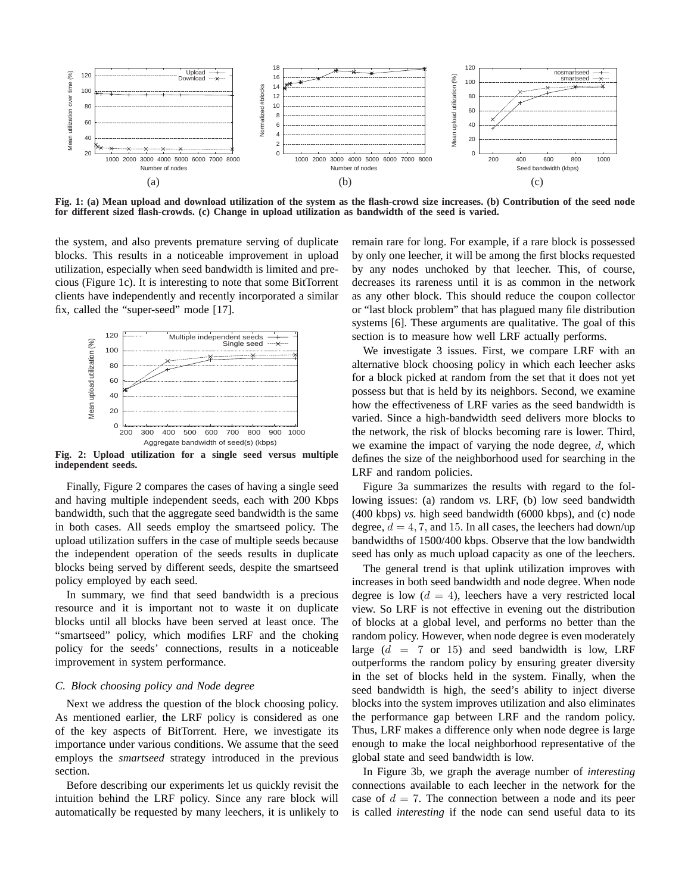Mean utilization over time (%)
120
100
80
60
40
20
Upload
Download
1000 2000 3000 4000 5000 6000 7000 8000
Number of nodes
(a)

Normalized #blocks
18
16
14
12
10
8
6
4
2
0
1000 2000 3000 4000 5000 6000 7000 8000
Number of nodes
(b)

Mean upload utilization (%)
120
100
80
60
40
20
0
nosmartseed
smartseed
200 400 600 800 1000
Seed bandwidth (kbps)
(c)

**Fig. 1: (a) Mean upload and download utilization of the system as the flash-crowd size increases. (b) Contribution of the seed node for different sized flash-crowds. (c) Change in upload utilization as bandwidth of the seed is varied.**

the system, and also prevents premature serving of duplicate blocks. This results in a noticeable improvement in upload utilization, especially when seed bandwidth is limited and precious (Figure 1c). It is interesting to note that some BitTorrent clients have independently and recently incorporated a similar fix, called the "super-seed" mode [17].

Mean upload utilization (%)
120
100
80
60
40
20
0
Multiple independent seeds
Single seed
200 300 400 500 600 700 800 900 1000
Aggregate bandwidth of seed(s) (kbps)

**Fig. 2: Upload utilization for a single seed versus multiple independent seeds.**

Finally, Figure 2 compares the cases of having a single seed and having multiple independent seeds, each with 200 Kbps bandwidth, such that the aggregate seed bandwidth is the same in both cases. All seeds employ the smartseed policy. The upload utilization suffers in the case of multiple seeds because the independent operation of the seeds results in duplicate blocks being served by different seeds, despite the smartseed policy employed by each seed.

In summary, we find that seed bandwidth is a precious resource and it is important not to waste it on duplicate blocks until all blocks have been served at least once. The "smartseed" policy, which modifies LRF and the choking policy for the seeds' connections, results in a noticeable improvement in system performance.

### C. Block choosing policy and Node degree

Next we address the question of the block choosing policy. As mentioned earlier, the LRF policy is considered as one of the key aspects of BitTorrent. Here, we investigate its importance under various conditions. We assume that the seed employs the *smartseed* strategy introduced in the previous section.

Before describing our experiments let us quickly revisit the intuition behind the LRF policy. Since any rare block will automatically be requested by many leechers, it is unlikely to remain rare for long. For example, if a rare block is possessed by only one leecher, it will be among the first blocks requested by any nodes unchoked by that leecher. This, of course, decreases its rareness until it is as common in the network as any other block. This should reduce the coupon collector or "last block problem" that has plagued many file distribution systems [6]. These arguments are qualitative. The goal of this section is to measure how well LRF actually performs.

We investigate 3 issues. First, we compare LRF with an alternative block choosing policy in which each leecher asks for a block picked at random from the set that it does not yet possess but that is held by its neighbors. Second, we examine how the effectiveness of LRF varies as the seed bandwidth is varied. Since a high-bandwidth seed delivers more blocks to the network, the risk of blocks becoming rare is lower. Third, we examine the impact of varying the node degree, $d$, which defines the size of the neighborhood used for searching in the LRF and random policies.

Figure 3a summarizes the results with regard to the following issues: (a) random *vs.* LRF, (b) low seed bandwidth (400 kbps) *vs.* high seed bandwidth (6000 kbps), and (c) node degree, $d = 4, 7,$ and $15$. In all cases, the leechers had down/up bandwidths of 1500/400 kbps. Observe that the low bandwidth seed has only as much upload capacity as one of the leechers.

The general trend is that uplink utilization improves with increases in both seed bandwidth and node degree. When node degree is low ($d = 4$), leechers have a very restricted local view. So LRF is not effective in evening out the distribution of blocks at a global level, and performs no better than the random policy. However, when node degree is even moderately large ($d = 7$ or $15$) and seed bandwidth is low, LRF outperforms the random policy by ensuring greater diversity in the set of blocks held in the system. Finally, when the seed bandwidth is high, the seed's ability to inject diverse blocks into the system improves utilization and also eliminates the performance gap between LRF and the random policy. Thus, LRF makes a difference only when node degree is large enough to make the local neighborhood representative of the global state and seed bandwidth is low.

In Figure 3b, we graph the average number of *interesting* connections available to each leecher in the network for the case of $d = 7$. The connection between a node and its peer is called *interesting* if the node can send useful data to its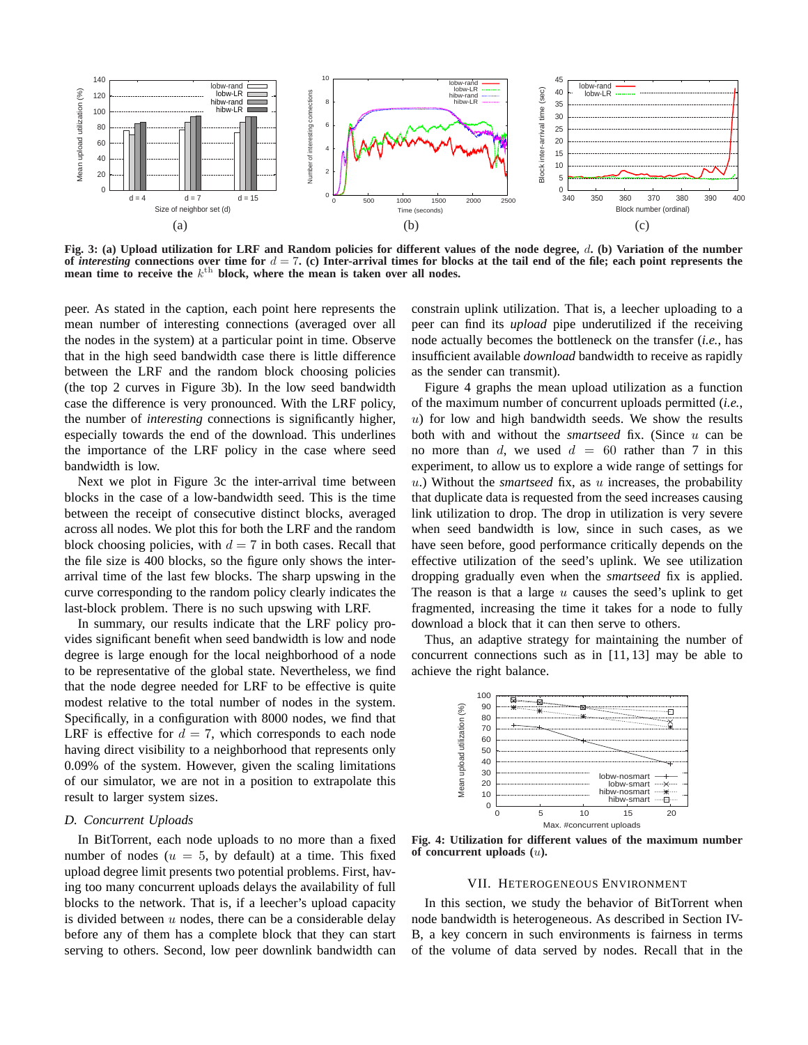Mean upload utilization (%)
140
120
100
80
60
40
20
0
lobw-rand
lobw-LR
hibw-rand
hibw-LR
d = 4
d = 7
d = 15
Size of neighbor set (d)
(a)

Number of interesting connections
10
8
6
4
2
0
lobw-rand
lobw-LR
hibw-rand
hibw-LR
0
500
1000
1500
2000
2500
Time (seconds)
(b)

Block inter-arrival time (sec)
45
40
35
30
25
20
15
10
5
0
lobw-rand
lobw-LR
340
350
360
370
380
390
400
Block number (ordinal)
(c)

**Fig. 3: (a) Upload utilization for LRF and Random policies for different values of the node degree, $d$. (b) Variation of the number of *interesting* connections over time for $d = 7$. (c) Inter-arrival times for blocks at the tail end of the file; each point represents the mean time to receive the $k^{\text{th}}$ block, where the mean is taken over all nodes.**

peer. As stated in the caption, each point here represents the mean number of interesting connections (averaged over all the nodes in the system) at a particular point in time. Observe that in the high seed bandwidth case there is little difference between the LRF and the random block choosing policies (the top 2 curves in Figure 3b). In the low seed bandwidth case the difference is very pronounced. With the LRF policy, the number of *interesting* connections is significantly higher, especially towards the end of the download. This underlines the importance of the LRF policy in the case where seed bandwidth is low.

Next we plot in Figure 3c the inter-arrival time between blocks in the case of a low-bandwidth seed. This is the time between the receipt of consecutive distinct blocks, averaged across all nodes. We plot this for both the LRF and the random block choosing policies, with $d = 7$ in both cases. Recall that the file size is 400 blocks, so the figure only shows the inter-arrival time of the last few blocks. The sharp upswing in the curve corresponding to the random policy clearly indicates the last-block problem. There is no such upswing with LRF.

In summary, our results indicate that the LRF policy provides significant benefit when seed bandwidth is low and node degree is large enough for the local neighborhood of a node to be representative of the global state. Nevertheless, we find that the node degree needed for LRF to be effective is quite modest relative to the total number of nodes in the system. Specifically, in a configuration with 8000 nodes, we find that LRF is effective for $d = 7$, which corresponds to each node having direct visibility to a neighborhood that represents only 0.09% of the system. However, given the scaling limitations of our simulator, we are not in a position to extrapolate this result to larger system sizes.

### D. Concurrent Uploads

In BitTorrent, each node uploads to no more than a fixed number of nodes ($u = 5$, by default) at a time. This fixed upload degree limit presents two potential problems. First, having too many concurrent uploads delays the availability of full blocks to the network. That is, if a leecher's upload capacity is divided between $u$ nodes, there can be a considerable delay before any of them has a complete block that they can start serving to others. Second, low peer downlink bandwidth can constrain uplink utilization. That is, a leecher uploading to a peer can find its *upload* pipe underutilized if the receiving node actually becomes the bottleneck on the transfer (*i.e.*, has insufficient available *download* bandwidth to receive as rapidly as the sender can transmit).

Figure 4 graphs the mean upload utilization as a function of the maximum number of concurrent uploads permitted (*i.e.*, $u$) for low and high bandwidth seeds. We show the results both with and without the *smartseed* fix. (Since $u$ can be no more than $d$, we used $d = 60$ rather than 7 in this experiment, to allow us to explore a wide range of settings for $u$.) Without the *smartseed* fix, as $u$ increases, the probability that duplicate data is requested from the seed increases causing link utilization to drop. The drop in utilization is very severe when seed bandwidth is low, since in such cases, as we have seen before, good performance critically depends on the effective utilization of the seed's uplink. We see utilization dropping gradually even when the *smartseed* fix is applied. The reason is that a large $u$ causes the seed's uplink to get fragmented, increasing the time it takes for a node to fully download a block that it can then serve to others.

Thus, an adaptive strategy for maintaining the number of concurrent connections such as in [11, 13] may be able to achieve the right balance.

Mean upload utilization (%)
100
90
80
70
60
50
40
30
20
10
0
lobw-nosmart
lobw-smart
hibw-nosmart
hibw-smart
0
5
10
15
20
Max. #concurrent uploads

**Fig. 4: Utilization for different values of the maximum number of concurrent uploads ($u$).**

## VII. Heterogeneous Environment

In this section, we study the behavior of BitTorrent when node bandwidth is heterogeneous. As described in Section IV-B, a key concern in such environments is fairness in terms of the volume of data served by nodes. Recall that in the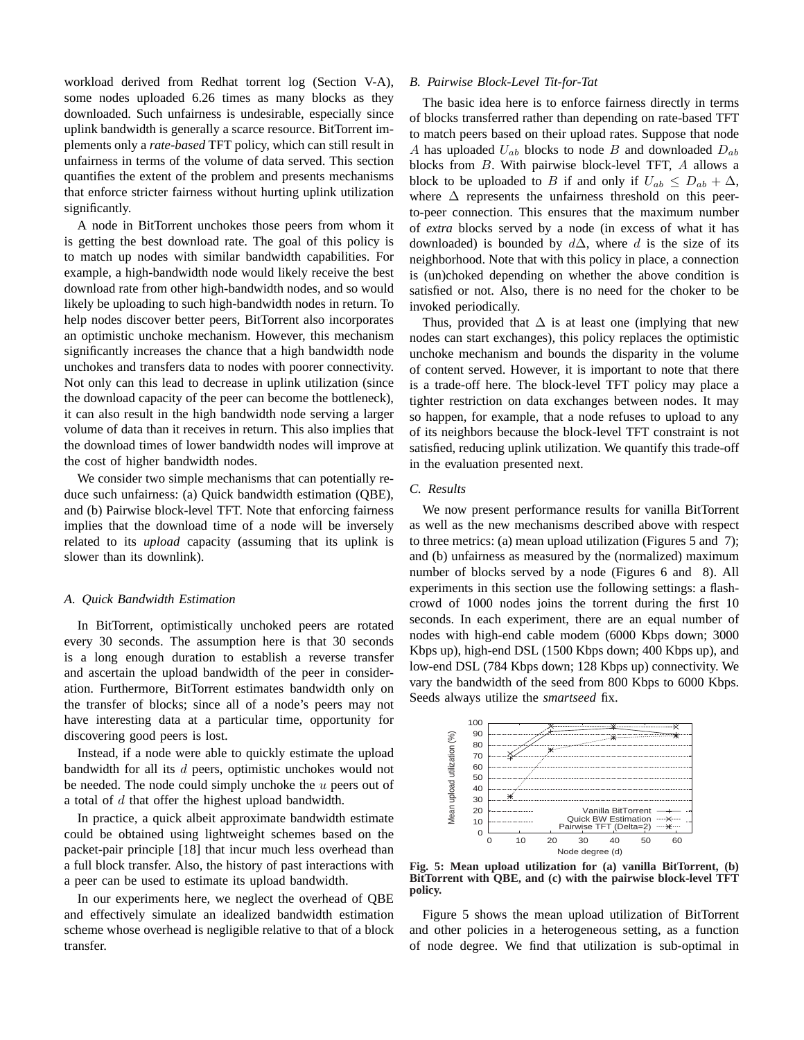workload derived from Redhat torrent log (Section V-A), some nodes uploaded 6.26 times as many blocks as they downloaded. Such unfairness is undesirable, especially since uplink bandwidth is generally a scarce resource. BitTorrent implements only a *rate-based* TFT policy, which can still result in unfairness in terms of the volume of data served. This section quantifies the extent of the problem and presents mechanisms that enforce stricter fairness without hurting uplink utilization significantly.

A node in BitTorrent unchokes those peers from whom it is getting the best download rate. The goal of this policy is to match up nodes with similar bandwidth capabilities. For example, a high-bandwidth node would likely receive the best download rate from other high-bandwidth nodes, and so would likely be uploading to such high-bandwidth nodes in return. To help nodes discover better peers, BitTorrent also incorporates an optimistic unchoke mechanism. However, this mechanism significantly increases the chance that a high bandwidth node unchokes and transfers data to nodes with poorer connectivity. Not only can this lead to decrease in uplink utilization (since the download capacity of the peer can become the bottleneck), it can also result in the high bandwidth node serving a larger volume of data than it receives in return. This also implies that the download times of lower bandwidth nodes will improve at the cost of higher bandwidth nodes.

We consider two simple mechanisms that can potentially reduce such unfairness: (a) Quick bandwidth estimation (QBE), and (b) Pairwise block-level TFT. Note that enforcing fairness implies that the download time of a node will be inversely related to its *upload* capacity (assuming that its uplink is slower than its downlink).

### A. Quick Bandwidth Estimation

In BitTorrent, optimistically unchoked peers are rotated every 30 seconds. The assumption here is that 30 seconds is a long enough duration to establish a reverse transfer and ascertain the upload bandwidth of the peer in consideration. Furthermore, BitTorrent estimates bandwidth only on the transfer of blocks; since all of a node's peers may not have interesting data at a particular time, opportunity for discovering good peers is lost.

Instead, if a node were able to quickly estimate the upload bandwidth for all its $d$ peers, optimistic unchokes would not be needed. The node could simply unchoke the $u$ peers out of a total of $d$ that offer the highest upload bandwidth.

In practice, a quick albeit approximate bandwidth estimate could be obtained using lightweight schemes based on the packet-pair principle [18] that incur much less overhead than a full block transfer. Also, the history of past interactions with a peer can be used to estimate its upload bandwidth.

In our experiments here, we neglect the overhead of QBE and effectively simulate an idealized bandwidth estimation scheme whose overhead is negligible relative to that of a block transfer.

### B. Pairwise Block-Level Tit-for-Tat

The basic idea here is to enforce fairness directly in terms of blocks transferred rather than depending on rate-based TFT to match peers based on their upload rates. Suppose that node $A$ has uploaded $U_{ab}$ blocks to node $B$ and downloaded $D_{ab}$ blocks from $B$. With pairwise block-level TFT, $A$ allows a block to be uploaded to $B$ if and only if $U_{ab} \leq D_{ab} + \Delta$, where $\Delta$ represents the unfairness threshold on this peer-to-peer connection. This ensures that the maximum number of *extra* blocks served by a node (in excess of what it has downloaded) is bounded by $d\Delta$, where $d$ is the size of its neighborhood. Note that with this policy in place, a connection is (un)choked depending on whether the above condition is satisfied or not. Also, there is no need for the choker to be invoked periodically.

Thus, provided that $\Delta$ is at least one (implying that new nodes can start exchanges), this policy replaces the optimistic unchoke mechanism and bounds the disparity in the volume of content served. However, it is important to note that there is a trade-off here. The block-level TFT policy may place a tighter restriction on data exchanges between nodes. It may so happen, for example, that a node refuses to upload to any of its neighbors because the block-level TFT constraint is not satisfied, reducing uplink utilization. We quantify this trade-off in the evaluation presented next.

### C. Results

We now present performance results for vanilla BitTorrent as well as the new mechanisms described above with respect to three metrics: (a) mean upload utilization (Figures 5 and 7); and (b) unfairness as measured by the (normalized) maximum number of blocks served by a node (Figures 6 and 8). All experiments in this section use the following settings: a flash-crowd of 1000 nodes joins the torrent during the first 10 seconds. In each experiment, there are an equal number of nodes with high-end cable modem (6000 Kbps down; 3000 Kbps up), high-end DSL (1500 Kbps down; 400 Kbps up), and low-end DSL (784 Kbps down; 128 Kbps up) connectivity. We vary the bandwidth of the seed from 800 Kbps to 6000 Kbps. Seeds always utilize the *smartseed* fix.

Mean upload utilization (%)
100
90
80
70
60
50
40
30
20
10
0
0 10 20 30 40 50 60
Node degree (d)
Vanilla BitTorrent
Quick BW Estimation
Pairwise TFT (Delta=2)

**Fig. 5: Mean upload utilization for (a) vanilla BitTorrent, (b) BitTorrent with QBE, and (c) with the pairwise block-level TFT policy.**

Figure 5 shows the mean upload utilization of BitTorrent and other policies in a heterogeneous setting, as a function of node degree. We find that utilization is sub-optimal in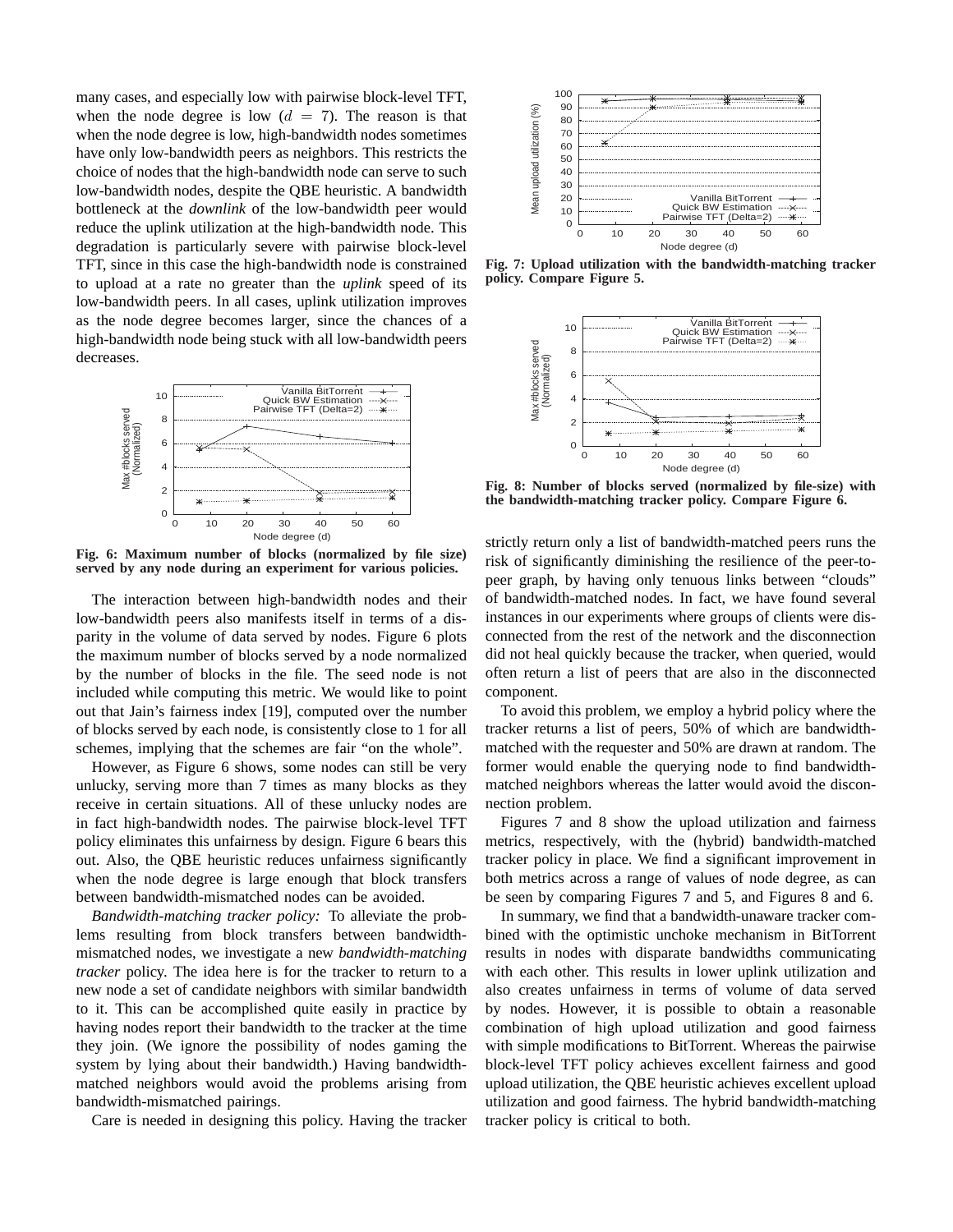many cases, and especially low with pairwise block-level TFT, when the node degree is low ($d = 7$). The reason is that when the node degree is low, high-bandwidth nodes sometimes have only low-bandwidth peers as neighbors. This restricts the choice of nodes that the high-bandwidth node can serve to such low-bandwidth nodes, despite the QBE heuristic. A bandwidth bottleneck at the *downlink* of the low-bandwidth peer would reduce the uplink utilization at the high-bandwidth node. This degradation is particularly severe with pairwise block-level TFT, since in this case the high-bandwidth node is constrained to upload at a rate no greater than the *uplink* speed of its low-bandwidth peers. In all cases, uplink utilization improves as the node degree becomes larger, since the chances of a high-bandwidth node being stuck with all low-bandwidth peers decreases.

**Fig. 6: Maximum number of blocks (normalized by file size) served by any node during an experiment for various policies.**

The interaction between high-bandwidth nodes and their low-bandwidth peers also manifests itself in terms of a disparity in the volume of data served by nodes. Figure 6 plots the maximum number of blocks served by a node normalized by the number of blocks in the file. The seed node is not included while computing this metric. We would like to point out that Jain's fairness index [19], computed over the number of blocks served by each node, is consistently close to 1 for all schemes, implying that the schemes are fair "on the whole".

However, as Figure 6 shows, some nodes can still be very unlucky, serving more than 7 times as many blocks as they receive in certain situations. All of these unlucky nodes are in fact high-bandwidth nodes. The pairwise block-level TFT policy eliminates this unfairness by design. Figure 6 bears this out. Also, the QBE heuristic reduces unfairness significantly when the node degree is large enough that block transfers between bandwidth-mismatched nodes can be avoided.

*Bandwidth-matching tracker policy:* To alleviate the problems resulting from block transfers between bandwidth-mismatched nodes, we investigate a new *bandwidth-matching tracker* policy. The idea here is for the tracker to return to a new node a set of candidate neighbors with similar bandwidth to it. This can be accomplished quite easily in practice by having nodes report their bandwidth to the tracker at the time they join. (We ignore the possibility of nodes gaming the system by lying about their bandwidth.) Having bandwidth-matched neighbors would avoid the problems arising from bandwidth-mismatched pairings.

Care is needed in designing this policy. Having the tracker strictly return only a list of bandwidth-matched peers runs the risk of significantly diminishing the resilience of the peer-to-peer graph, by having only tenuous links between "clouds" of bandwidth-matched nodes. In fact, we have found several instances in our experiments where groups of clients were disconnected from the rest of the network and the disconnection did not heal quickly because the tracker, when queried, would often return a list of peers that are also in the disconnected component.

**Fig. 7: Upload utilization with the bandwidth-matching tracker policy. Compare Figure 5.**

**Fig. 8: Number of blocks served (normalized by file-size) with the bandwidth-matching tracker policy. Compare Figure 6.**

To avoid this problem, we employ a hybrid policy where the tracker returns a list of peers, 50% of which are bandwidth-matched with the requester and 50% are drawn at random. The former would enable the querying node to find bandwidth-matched neighbors whereas the latter would avoid the disconnection problem.

Figures 7 and 8 show the upload utilization and fairness metrics, respectively, with the (hybrid) bandwidth-matched tracker policy in place. We find a significant improvement in both metrics across a range of values of node degree, as can be seen by comparing Figures 7 and 5, and Figures 8 and 6.

In summary, we find that a bandwidth-unaware tracker combined with the optimistic unchoke mechanism in BitTorrent results in nodes with disparate bandwidths communicating with each other. This results in lower uplink utilization and also creates unfairness in terms of volume of data served by nodes. However, it is possible to obtain a reasonable combination of high upload utilization and good fairness with simple modifications to BitTorrent. Whereas the pairwise block-level TFT policy achieves excellent fairness and good upload utilization, the QBE heuristic achieves excellent upload utilization and good fairness. The hybrid bandwidth-matching tracker policy is critical to both.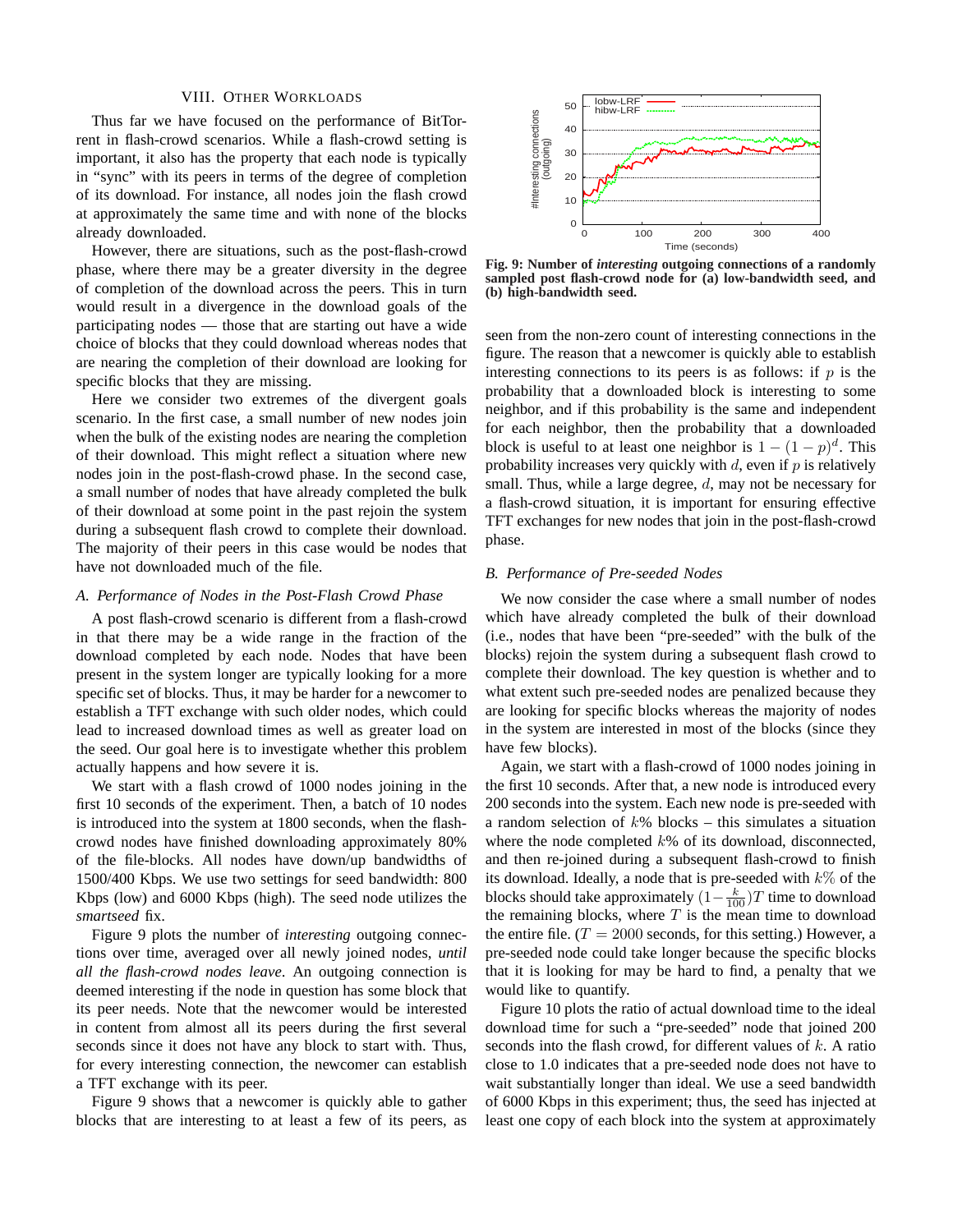## VIII. Other Workloads

Thus far we have focused on the performance of BitTorrent in flash-crowd scenarios. While a flash-crowd setting is important, it also has the property that each node is typically in "sync" with its peers in terms of the degree of completion of its download. For instance, all nodes join the flash crowd at approximately the same time and with none of the blocks already downloaded.

However, there are situations, such as the post-flash-crowd phase, where there may be a greater diversity in the degree of completion of the download across the peers. This in turn would result in a divergence in the download goals of the participating nodes — those that are starting out have a wide choice of blocks that they could download whereas nodes that are nearing the completion of their download are looking for specific blocks that they are missing.

Here we consider two extremes of the divergent goals scenario. In the first case, a small number of new nodes join when the bulk of the existing nodes are nearing the completion of their download. This might reflect a situation where new nodes join in the post-flash-crowd phase. In the second case, a small number of nodes that have already completed the bulk of their download at some point in the past rejoin the system during a subsequent flash crowd to complete their download. The majority of their peers in this case would be nodes that have not downloaded much of the file.

### A. Performance of Nodes in the Post-Flash Crowd Phase

A post flash-crowd scenario is different from a flash-crowd in that there may be a wide range in the fraction of the download completed by each node. Nodes that have been present in the system longer are typically looking for a more specific set of blocks. Thus, it may be harder for a newcomer to establish a TFT exchange with such older nodes, which could lead to increased download times as well as greater load on the seed. Our goal here is to investigate whether this problem actually happens and how severe it is.

We start with a flash crowd of 1000 nodes joining in the first 10 seconds of the experiment. Then, a batch of 10 nodes is introduced into the system at 1800 seconds, when the flash-crowd nodes have finished downloading approximately 80% of the file-blocks. All nodes have down/up bandwidths of 1500/400 Kbps. We use two settings for seed bandwidth: 800 Kbps (low) and 6000 Kbps (high). The seed node utilizes the *smartseed* fix.

Figure 9 plots the number of *interesting* outgoing connections over time, averaged over all newly joined nodes, *until all the flash-crowd nodes leave*. An outgoing connection is deemed interesting if the node in question has some block that its peer needs. Note that the newcomer would be interested in content from almost all its peers during the first several seconds since it does not have any block to start with. Thus, for every interesting connection, the newcomer can establish a TFT exchange with its peer.

Figure 9 shows that a newcomer is quickly able to gather blocks that are interesting to at least a few of its peers, as seen from the non-zero count of interesting connections in the figure. The reason that a newcomer is quickly able to establish interesting connections to its peers is as follows: if $p$ is the probability that a downloaded block is interesting to some neighbor, and if this probability is the same and independent for each neighbor, then the probability that a downloaded block is useful to at least one neighbor is $1-(1-p)^d$. This probability increases very quickly with $d$, even if $p$ is relatively small. Thus, while a large degree, $d$, may not be necessary for a flash-crowd situation, it is important for ensuring effective TFT exchanges for new nodes that join in the post-flash-crowd phase.

**Fig. 9: Number of *interesting* outgoing connections of a randomly sampled post flash-crowd node for (a) low-bandwidth seed, and (b) high-bandwidth seed.**

### B. Performance of Pre-seeded Nodes

We now consider the case where a small number of nodes which have already completed the bulk of their download (i.e., nodes that have been "pre-seeded" with the bulk of the blocks) rejoin the system during a subsequent flash crowd to complete their download. The key question is whether and to what extent such pre-seeded nodes are penalized because they are looking for specific blocks whereas the majority of nodes in the system are interested in most of the blocks (since they have few blocks).

Again, we start with a flash-crowd of 1000 nodes joining in the first 10 seconds. After that, a new node is introduced every 200 seconds into the system. Each new node is pre-seeded with a random selection of $k$% blocks – this simulates a situation where the node completed $k$% of its download, disconnected, and then re-joined during a subsequent flash-crowd to finish its download. Ideally, a node that is pre-seeded with $k$% of the blocks should take approximately $(1-\frac{k}{100})T$ time to download the remaining blocks, where $T$ is the mean time to download the entire file. ($T = 2000$ seconds, for this setting.) However, a pre-seeded node could take longer because the specific blocks that it is looking for may be hard to find, a penalty that we would like to quantify.

Figure 10 plots the ratio of actual download time to the ideal download time for such a "pre-seeded" node that joined 200 seconds into the flash crowd, for different values of $k$. A ratio close to 1.0 indicates that a pre-seeded node does not have to wait substantially longer than ideal. We use a seed bandwidth of 6000 Kbps in this experiment; thus, the seed has injected at least one copy of each block into the system at approximately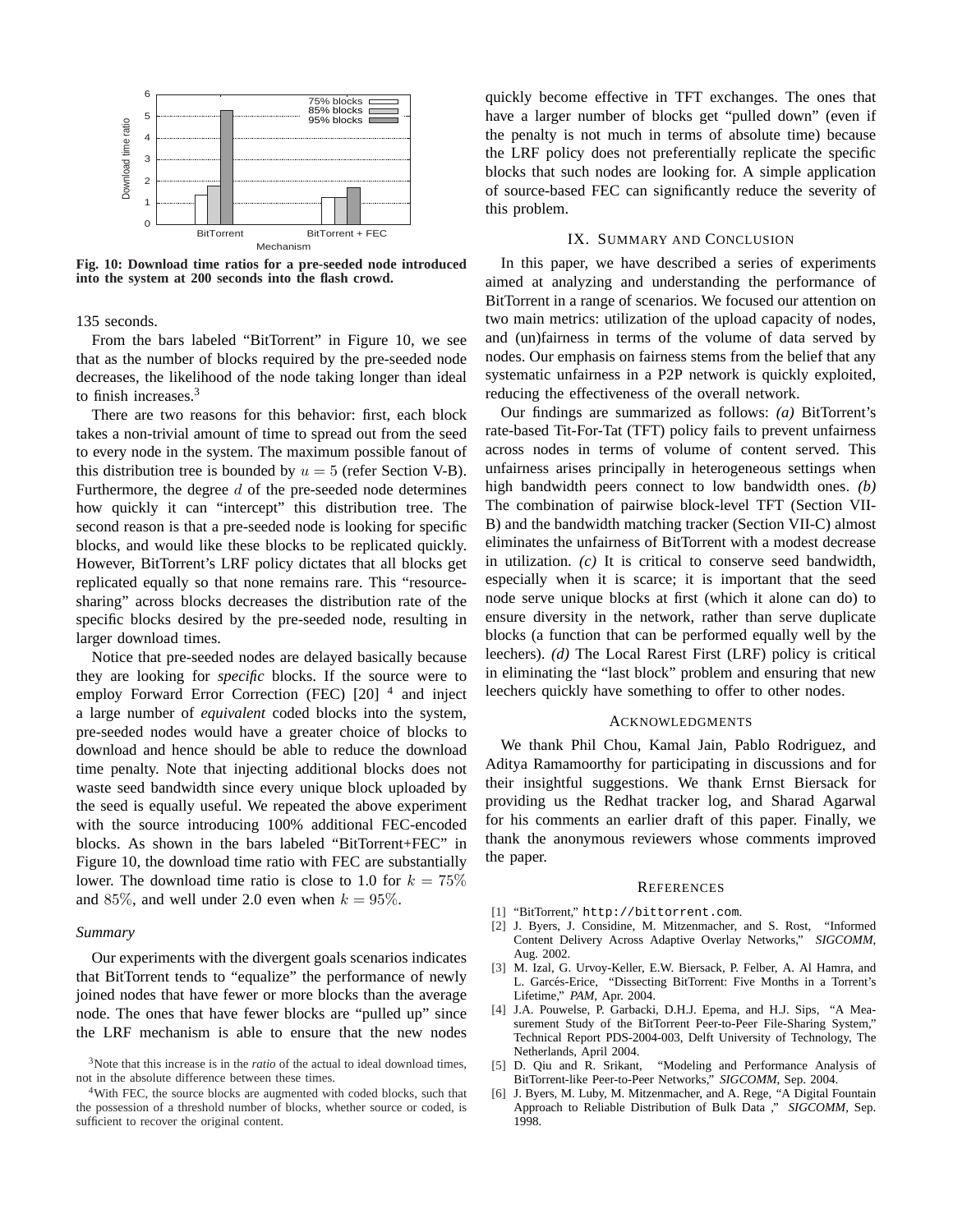Fig. 10: Download time ratios for a pre-seeded node introduced into the system at 200 seconds into the flash crowd.

135 seconds.

From the bars labeled "BitTorrent" in Figure 10, we see that as the number of blocks required by the pre-seeded node decreases, the likelihood of the node taking longer than ideal to finish increases.[3]

There are two reasons for this behavior: first, each block takes a non-trivial amount of time to spread out from the seed to every node in the system. The maximum possible fanout of this distribution tree is bounded by $u = 5$ (refer Section V-B). Furthermore, the degree $d$ of the pre-seeded node determines how quickly it can "intercept" this distribution tree. The second reason is that a pre-seeded node is looking for specific blocks, and would like these blocks to be replicated quickly. However, BitTorrent's LRF policy dictates that all blocks get replicated equally so that none remains rare. This "resource-sharing" across blocks decreases the distribution rate of the specific blocks desired by the pre-seeded node, resulting in larger download times.

Notice that pre-seeded nodes are delayed basically because they are looking for *specific* blocks. If the source were to employ Forward Error Correction (FEC) [20] [4] and inject a large number of *equivalent* coded blocks into the system, pre-seeded nodes would have a greater choice of blocks to download and hence should be able to reduce the download time penalty. Note that injecting additional blocks does not waste seed bandwidth since every unique block uploaded by the seed is equally useful. We repeated the above experiment with the source introducing 100% additional FEC-encoded blocks. As shown in the bars labeled "BitTorrent+FEC" in Figure 10, the download time ratio with FEC are substantially lower. The download time ratio is close to 1.0 for $k = 75\%$ and $85\%$, and well under 2.0 even when $k = 95\%$.

### *Summary*

Our experiments with the divergent goals scenarios indicates that BitTorrent tends to "equalize" the performance of newly joined nodes that have fewer or more blocks than the average node. The ones that have fewer blocks are "pulled up" since the LRF mechanism is able to ensure that the new nodes quickly become effective in TFT exchanges. The ones that have a larger number of blocks get "pulled down" (even if the penalty is not much in terms of absolute time) because the LRF policy does not preferentially replicate the specific blocks that such nodes are looking for. A simple application of source-based FEC can significantly reduce the severity of this problem.

[3] Note that this increase is in the *ratio* of the actual to ideal download times, not in the absolute difference between these times.

[4] With FEC, the source blocks are augmented with coded blocks, such that the possession of a threshold number of blocks, whether source or coded, is sufficient to recover the original content.

## IX. Summary and Conclusion

In this paper, we have described a series of experiments aimed at analyzing and understanding the performance of BitTorrent in a range of scenarios. We focused our attention on two main metrics: utilization of the upload capacity of nodes, and (un)fairness in terms of the volume of data served by nodes. Our emphasis on fairness stems from the belief that any systematic unfairness in a P2P network is quickly exploited, reducing the effectiveness of the overall network.

Our findings are summarized as follows: *(a)* BitTorrent's rate-based Tit-For-Tat (TFT) policy fails to prevent unfairness across nodes in terms of volume of content served. This unfairness arises principally in heterogeneous settings when high bandwidth peers connect to low bandwidth ones. *(b)* The combination of pairwise block-level TFT (Section VII-B) and the bandwidth matching tracker (Section VII-C) almost eliminates the unfairness of BitTorrent with a modest decrease in utilization. *(c)* It is critical to conserve seed bandwidth, especially when it is scarce; it is important that the seed node serve unique blocks at first (which it alone can do) to ensure diversity in the network, rather than serve duplicate blocks (a function that can be performed equally well by the leechers). *(d)* The Local Rarest First (LRF) policy is critical in eliminating the "last block" problem and ensuring that new leechers quickly have something to offer to other nodes.

## Acknowledgments

We thank Phil Chou, Kamal Jain, Pablo Rodriguez, and Aditya Ramamoorthy for participating in discussions and for their insightful suggestions. We thank Ernst Biersack for providing us the Redhat tracker log, and Sharad Agarwal for his comments an earlier draft of this paper. Finally, we thank the anonymous reviewers whose comments improved the paper.

## References

[1] "BitTorrent," http://bittorrent.com.

[2] J. Byers, J. Considine, M. Mitzenmacher, and S. Rost, "Informed Content Delivery Across Adaptive Overlay Networks," *SIGCOMM*, Aug. 2002.

[3] M. Izal, G. Urvoy-Keller, E.W. Biersack, P. Felber, A. Al Hamra, and L. Garcés-Erice, "Dissecting BitTorrent: Five Months in a Torrent's Lifetime," *PAM*, Apr. 2004.

[4] J.A. Pouwelse, P. Garbacki, D.H.J. Epema, and H.J. Sips, "A Measurement Study of the BitTorrent Peer-to-Peer File-Sharing System," Technical Report PDS-2004-003, Delft University of Technology, The Netherlands, April 2004.

[5] D. Qiu and R. Srikant, "Modeling and Performance Analysis of BitTorrent-like Peer-to-Peer Networks," *SIGCOMM*, Sep. 2004.

[6] J. Byers, M. Luby, M. Mitzenmacher, and A. Rege, "A Digital Fountain Approach to Reliable Distribution of Bulk Data ," *SIGCOMM*, Sep. 1998.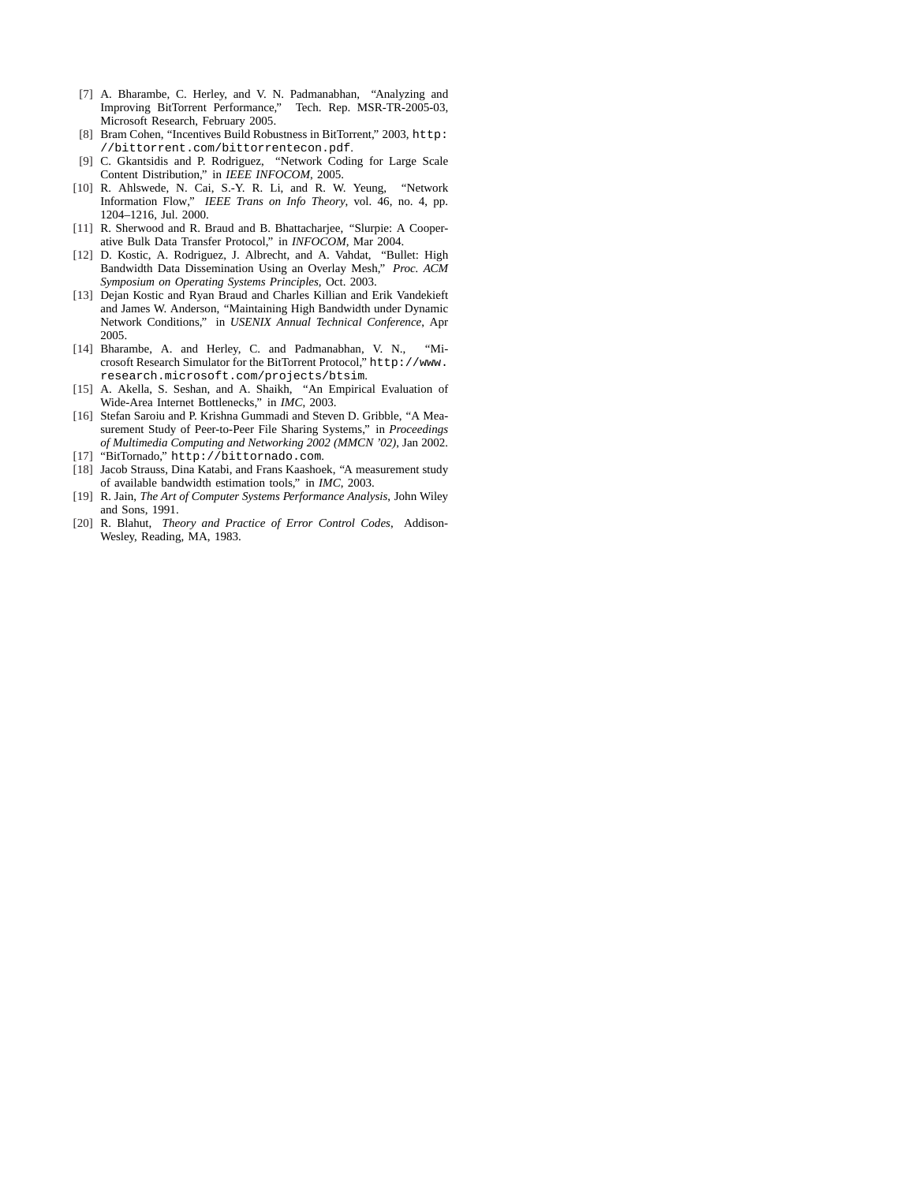[7] A. Bharambe, C. Herley, and V. N. Padmanabhan, "Analyzing and Improving BitTorrent Performance," Tech. Rep. MSR-TR-2005-03, Microsoft Research, February 2005.

[8] Bram Cohen, "Incentives Build Robustness in BitTorrent," 2003, `http://bittorrent.com/bittorrentecon.pdf`.

[9] C. Gkantsidis and P. Rodriguez, "Network Coding for Large Scale Content Distribution," in *IEEE INFOCOM*, 2005.

[10] R. Ahlswede, N. Cai, S.-Y. R. Li, and R. W. Yeung, "Network Information Flow," *IEEE Trans on Info Theory*, vol. 46, no. 4, pp. 1204–1216, Jul. 2000.

[11] R. Sherwood and R. Braud and B. Bhattacharjee, "Slurpie: A Cooperative Bulk Data Transfer Protocol," in *INFOCOM*, Mar 2004.

[12] D. Kostic, A. Rodriguez, J. Albrecht, and A. Vahdat, "Bullet: High Bandwidth Data Dissemination Using an Overlay Mesh," *Proc. ACM Symposium on Operating Systems Principles*, Oct. 2003.

[13] Dejan Kostic and Ryan Braud and Charles Killian and Erik Vandekieft and James W. Anderson, "Maintaining High Bandwidth under Dynamic Network Conditions," in *USENIX Annual Technical Conference*, Apr 2005.

[14] Bharambe, A. and Herley, C. and Padmanabhan, V. N., "Microsoft Research Simulator for the BitTorrent Protocol," `http://www.research.microsoft.com/projects/btsim`.

[15] A. Akella, S. Seshan, and A. Shaikh, "An Empirical Evaluation of Wide-Area Internet Bottlenecks," in *IMC*, 2003.

[16] Stefan Saroiu and P. Krishna Gummadi and Steven D. Gribble, "A Measurement Study of Peer-to-Peer File Sharing Systems," in *Proceedings of Multimedia Computing and Networking 2002 (MMCN '02)*, Jan 2002.

[17] "BitTornado," `http://bittornado.com`.

[18] Jacob Strauss, Dina Katabi, and Frans Kaashoek, "A measurement study of available bandwidth estimation tools," in *IMC*, 2003.

[19] R. Jain, *The Art of Computer Systems Performance Analysis*, John Wiley and Sons, 1991.

[20] R. Blahut, *Theory and Practice of Error Control Codes*, Addison-Wesley, Reading, MA, 1983.